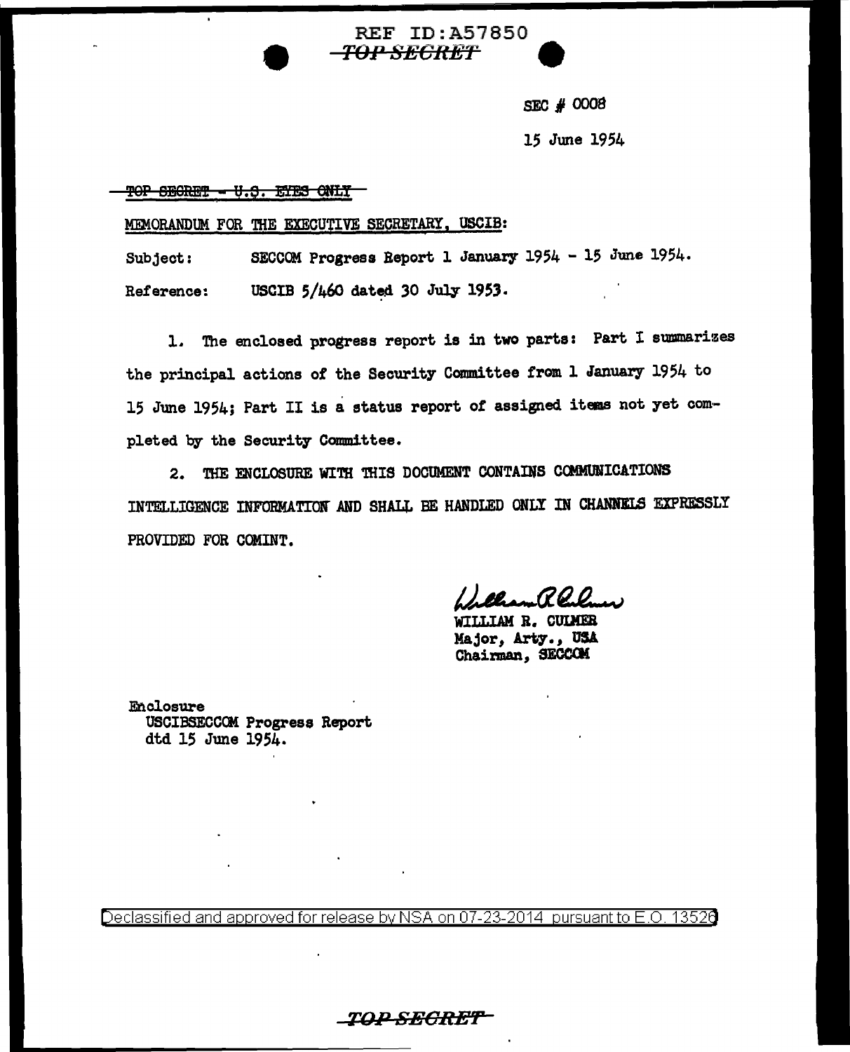REF ID:A57850
~~TOP SECRET~~

SEC # 0008

15 June 1954

~~TOP SECRET - U.S. EYES ONLY~~

MEMORANDUM FOR THE EXECUTIVE SECRETARY, USCIB:

Subject: SECCOM Progress Report 1 January 1954 - 15 June 1954.

Reference: USCIB 5/460 dated 30 July 1953.

1. The enclosed progress report is in two parts: Part I summarizes the principal actions of the Security Committee from 1 January 1954 to 15 June 1954; Part II is a status report of assigned items not yet completed by the Security Committee.

2. THE ENCLOSURE WITH THIS DOCUMENT CONTAINS COMMUNICATIONS INTELLIGENCE INFORMATION AND SHALL BE HANDLED ONLY IN CHANNELS EXPRESSLY PROVIDED FOR COMINT.

William R. Culmer
WILLIAM R. CULMER
Major, Arty., USA
Chairman, SECCOM

Enclosure
USCIBSECCOM Progress Report
dtd 15 June 1954.

Declassified and approved for release by NSA on 07-23-2014 pursuant to E.O. 13526

~~TOP SECRET~~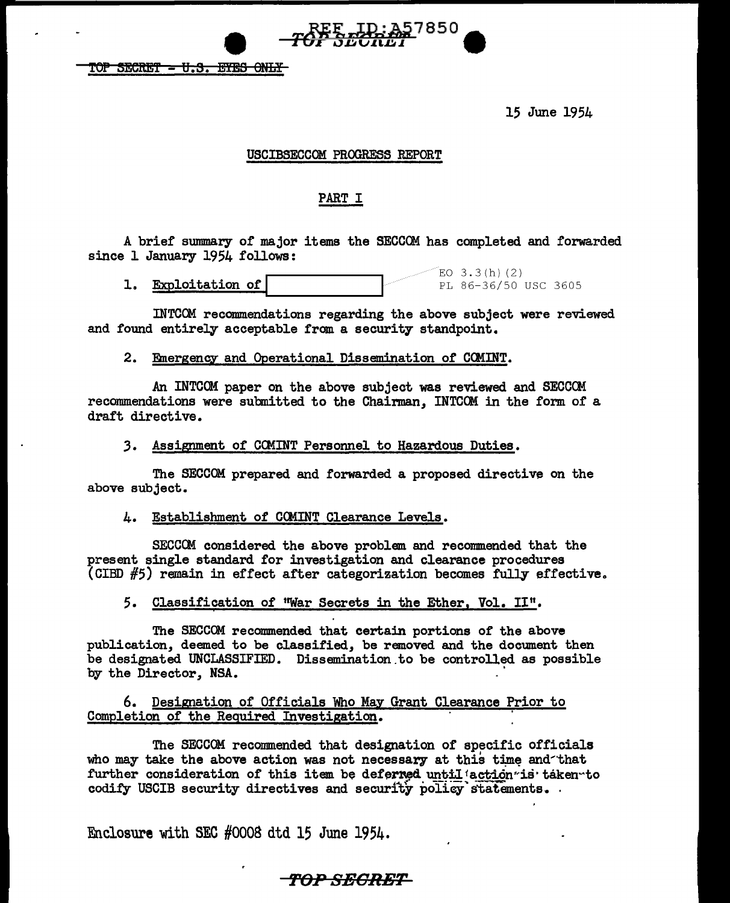TOP SECRET - U.S. EYES ONLY

15 June 1954

USCIBSECCOM PROGRESS REPORT

PART I

A brief summary of major items the SECCOM has completed and forwarded since 1 January 1954 follows:

1. Exploitation of [REDACTED]

EO 3.3(h)(2)
PL 86-36/50 USC 3605

INTCOM recommendations regarding the above subject were reviewed and found entirely acceptable from a security standpoint.

2. Emergency and Operational Dissemination of COMINT.

An INTCOM paper on the above subject was reviewed and SECCOM recommendations were submitted to the Chairman, INTCOM in the form of a draft directive.

3. Assignment of COMINT Personnel to Hazardous Duties.

The SECCOM prepared and forwarded a proposed directive on the above subject.

4. Establishment of COMINT Clearance Levels.

SECCOM considered the above problem and recommended that the present single standard for investigation and clearance procedures (CIBD #5) remain in effect after categorization becomes fully effective.

5. Classification of "War Secrets in the Ether, Vol. II".

The SECCOM recommended that certain portions of the above publication, deemed to be classified, be removed and the document then be designated UNCLASSIFIED. Dissemination to be controlled as possible by the Director, NSA.

6. Designation of Officials Who May Grant Clearance Prior to Completion of the Required Investigation.

The SECCOM recommended that designation of specific officials who may take the above action was not necessary at this time and that further consideration of this item be deferred until action is taken to codify USCIB security directives and security policy statements.

Enclosure with SEC #0008 dtd 15 June 1954.

TOP SECRET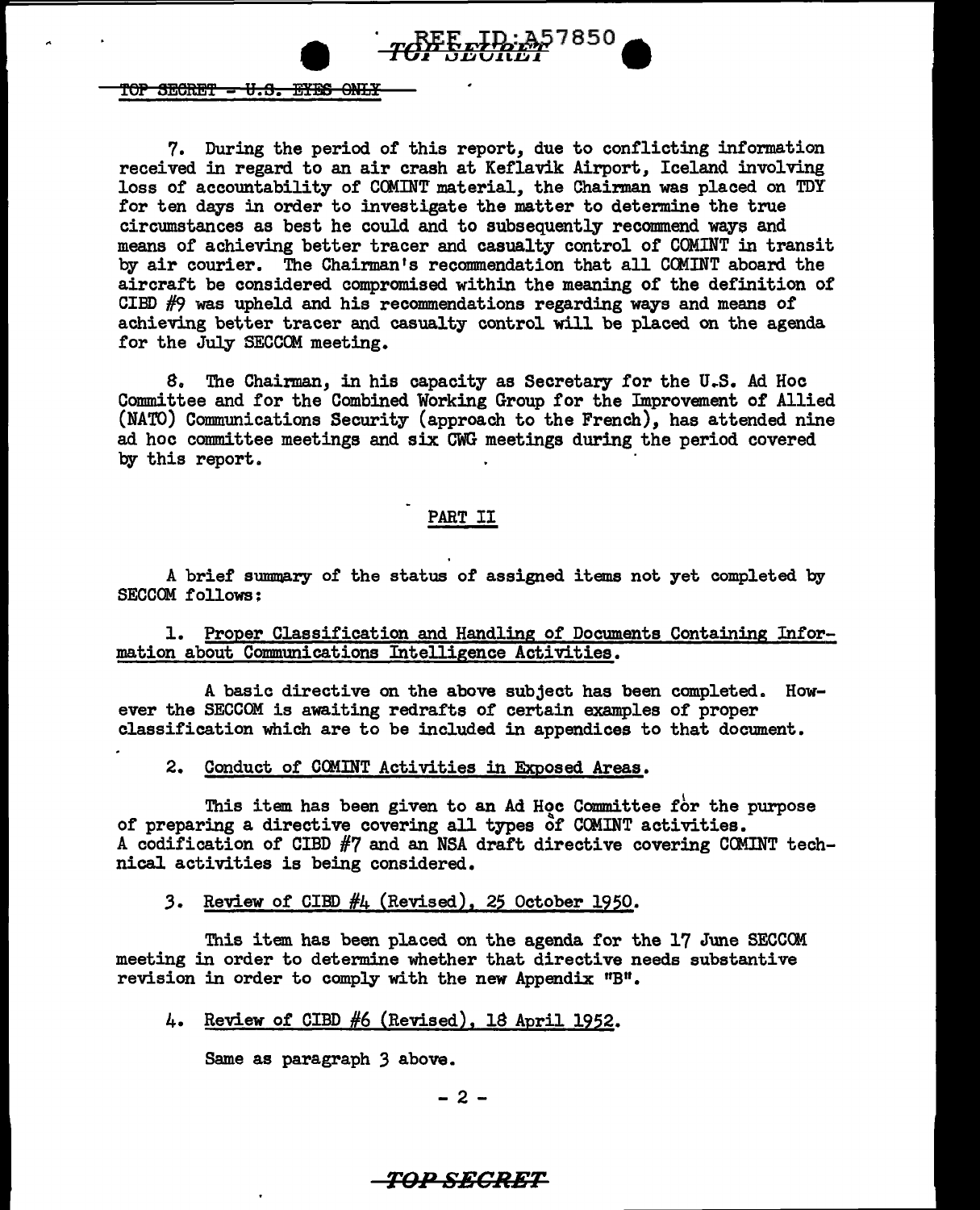7. During the period of this report, due to conflicting information received in regard to an air crash at Keflavik Airport, Iceland involving loss of accountability of COMINT material, the Chairman was placed on TDY for ten days in order to investigate the matter to determine the true circumstances as best he could and to subsequently recommend ways and means of achieving better tracer and casualty control of COMINT in transit by air courier. The Chairman's recommendation that all COMINT aboard the aircraft be considered compromised within the meaning of the definition of CIBD #9 was upheld and his recommendations regarding ways and means of achieving better tracer and casualty control will be placed on the agenda for the July SECCOM meeting.

8. The Chairman, in his capacity as Secretary for the U.S. Ad Hoc Committee and for the Combined Working Group for the Improvement of Allied (NATO) Communications Security (approach to the French), has attended nine ad hoc committee meetings and six CWG meetings during the period covered by this report.

## PART II

A brief summary of the status of assigned items not yet completed by SECCOM follows:

1. Proper Classification and Handling of Documents Containing Information about Communications Intelligence Activities.

A basic directive on the above subject has been completed. However the SECCOM is awaiting redrafts of certain examples of proper classification which are to be included in appendices to that document.

2. Conduct of COMINT Activities in Exposed Areas.

This item has been given to an Ad Hoc Committee for the purpose of preparing a directive covering all types of COMINT activities. A codification of CIBD #7 and an NSA draft directive covering COMINT technical activities is being considered.

3. Review of CIBD #4 (Revised), 25 October 1950.

This item has been placed on the agenda for the 17 June SECCOM meeting in order to determine whether that directive needs substantive revision in order to comply with the new Appendix "B".

4. Review of CIBD #6 (Revised), 18 April 1952.

Same as paragraph 3 above.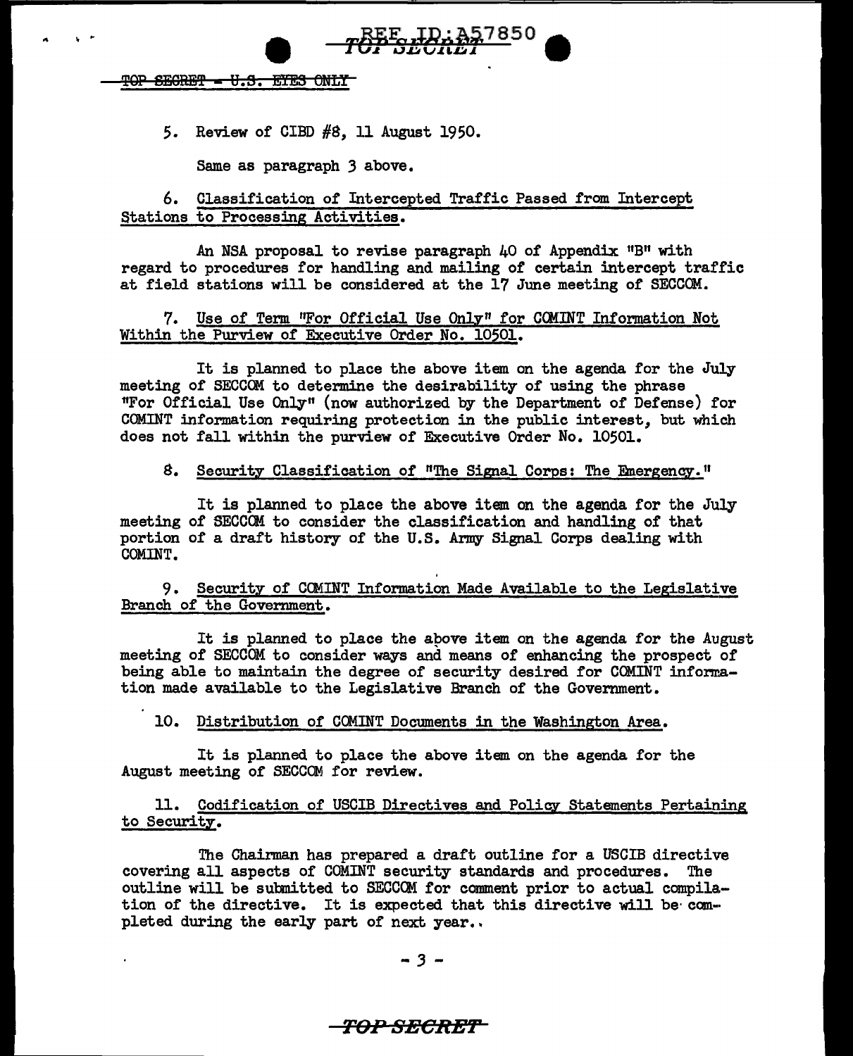TOP SECRET - U.S. EYES ONLY

5. Review of CIBD #8, 11 August 1950.

Same as paragraph 3 above.

6. Classification of Intercepted Traffic Passed from Intercept Stations to Processing Activities.

An NSA proposal to revise paragraph 40 of Appendix "B" with regard to procedures for handling and mailing of certain intercept traffic at field stations will be considered at the 17 June meeting of SECCOM.

7. Use of Term "For Official Use Only" for COMINT Information Not Within the Purview of Executive Order No. 10501.

It is planned to place the above item on the agenda for the July meeting of SECCOM to determine the desirability of using the phrase "For Official Use Only" (now authorized by the Department of Defense) for COMINT information requiring protection in the public interest, but which does not fall within the purview of Executive Order No. 10501.

8. Security Classification of "The Signal Corps: The Emergency."

It is planned to place the above item on the agenda for the July meeting of SECCOM to consider the classification and handling of that portion of a draft history of the U.S. Army Signal Corps dealing with COMINT.

9. Security of COMINT Information Made Available to the Legislative Branch of the Government.

It is planned to place the above item on the agenda for the August meeting of SECCOM to consider ways and means of enhancing the prospect of being able to maintain the degree of security desired for COMINT information made available to the Legislative Branch of the Government.

10. Distribution of COMINT Documents in the Washington Area.

It is planned to place the above item on the agenda for the August meeting of SECCOM for review.

11. Codification of USCIB Directives and Policy Statements Pertaining to Security.

The Chairman has prepared a draft outline for a USCIB directive covering all aspects of COMINT security standards and procedures. The outline will be submitted to SECCOM for comment prior to actual compilation of the directive. It is expected that this directive will be completed during the early part of next year.

TOP SECRET